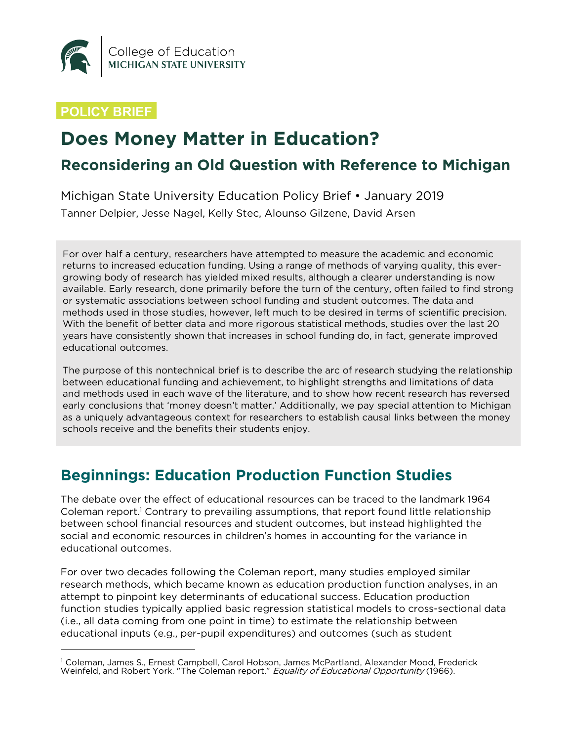College of Education
MICHIGAN STATE UNIVERSITY

POLICY BRIEF

# Does Money Matter in Education?

## Reconsidering an Old Question with Reference to Michigan

Michigan State University Education Policy Brief • January 2019

Tanner Delpier, Jesse Nagel, Kelly Stec, Alounso Gilzene, David Arsen

For over half a century, researchers have attempted to measure the academic and economic returns to increased education funding. Using a range of methods of varying quality, this ever-growing body of research has yielded mixed results, although a clearer understanding is now available. Early research, done primarily before the turn of the century, often failed to find strong or systematic associations between school funding and student outcomes. The data and methods used in those studies, however, left much to be desired in terms of scientific precision. With the benefit of better data and more rigorous statistical methods, studies over the last 20 years have consistently shown that increases in school funding do, in fact, generate improved educational outcomes.

The purpose of this nontechnical brief is to describe the arc of research studying the relationship between educational funding and achievement, to highlight strengths and limitations of data and methods used in each wave of the literature, and to show how recent research has reversed early conclusions that 'money doesn't matter.' Additionally, we pay special attention to Michigan as a uniquely advantageous context for researchers to establish causal links between the money schools receive and the benefits their students enjoy.

## Beginnings: Education Production Function Studies

The debate over the effect of educational resources can be traced to the landmark 1964 Coleman report.[1] Contrary to prevailing assumptions, that report found little relationship between school financial resources and student outcomes, but instead highlighted the social and economic resources in children's homes in accounting for the variance in educational outcomes.

For over two decades following the Coleman report, many studies employed similar research methods, which became known as education production function analyses, in an attempt to pinpoint key determinants of educational success. Education production function studies typically applied basic regression statistical models to cross-sectional data (i.e., all data coming from one point in time) to estimate the relationship between educational inputs (e.g., per-pupil expenditures) and outcomes (such as student

[1] Coleman, James S., Ernest Campbell, Carol Hobson, James McPartland, Alexander Mood, Frederick Weinfeld, and Robert York. "The Coleman report." *Equality of Educational Opportunity* (1966).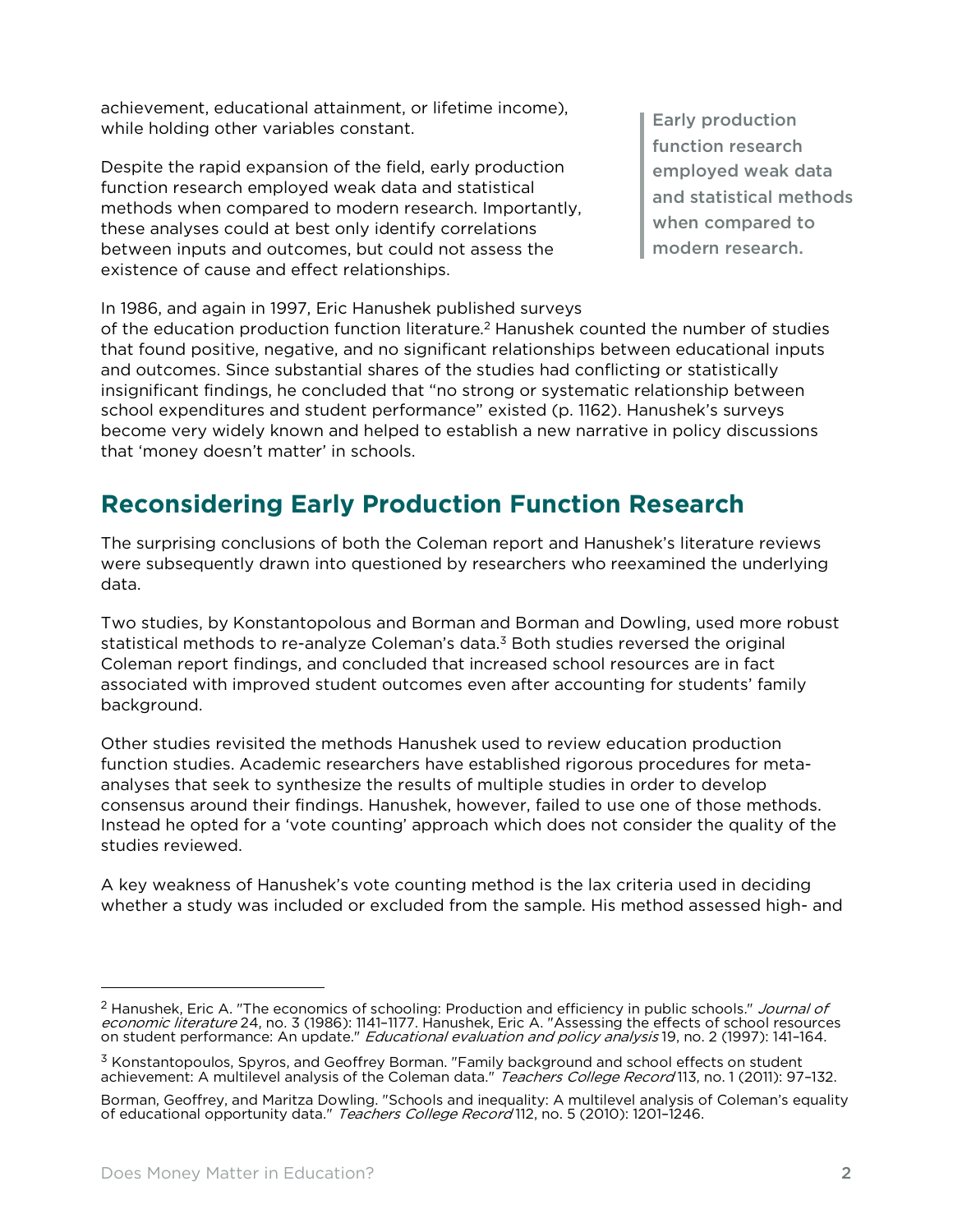achievement, educational attainment, or lifetime income), while holding other variables constant.

Despite the rapid expansion of the field, early production function research employed weak data and statistical methods when compared to modern research. Importantly, these analyses could at best only identify correlations between inputs and outcomes, but could not assess the existence of cause and effect relationships.

> Early production function research employed weak data and statistical methods when compared to modern research.

In 1986, and again in 1997, Eric Hanushek published surveys of the education production function literature.[2] Hanushek counted the number of studies that found positive, negative, and no significant relationships between educational inputs and outcomes. Since substantial shares of the studies had conflicting or statistically insignificant findings, he concluded that "no strong or systematic relationship between school expenditures and student performance" existed (p. 1162). Hanushek's surveys become very widely known and helped to establish a new narrative in policy discussions that 'money doesn't matter' in schools.

## Reconsidering Early Production Function Research

The surprising conclusions of both the Coleman report and Hanushek's literature reviews were subsequently drawn into questioned by researchers who reexamined the underlying data.

Two studies, by Konstantopolous and Borman and Borman and Dowling, used more robust statistical methods to re-analyze Coleman's data.[3] Both studies reversed the original Coleman report findings, and concluded that increased school resources are in fact associated with improved student outcomes even after accounting for students' family background.

Other studies revisited the methods Hanushek used to review education production function studies. Academic researchers have established rigorous procedures for meta-analyses that seek to synthesize the results of multiple studies in order to develop consensus around their findings. Hanushek, however, failed to use one of those methods. Instead he opted for a 'vote counting' approach which does not consider the quality of the studies reviewed.

A key weakness of Hanushek's vote counting method is the lax criteria used in deciding whether a study was included or excluded from the sample. His method assessed high- and

---

[2] Hanushek, Eric A. "The economics of schooling: Production and efficiency in public schools." *Journal of economic literature* 24, no. 3 (1986): 1141–1177. Hanushek, Eric A. "Assessing the effects of school resources on student performance: An update." *Educational evaluation and policy analysis* 19, no. 2 (1997): 141–164.

[3] Konstantopoulos, Spyros, and Geoffrey Borman. "Family background and school effects on student achievement: A multilevel analysis of the Coleman data." *Teachers College Record* 113, no. 1 (2011): 97–132.

Borman, Geoffrey, and Maritza Dowling. "Schools and inequality: A multilevel analysis of Coleman's equality of educational opportunity data." *Teachers College Record* 112, no. 5 (2010): 1201–1246.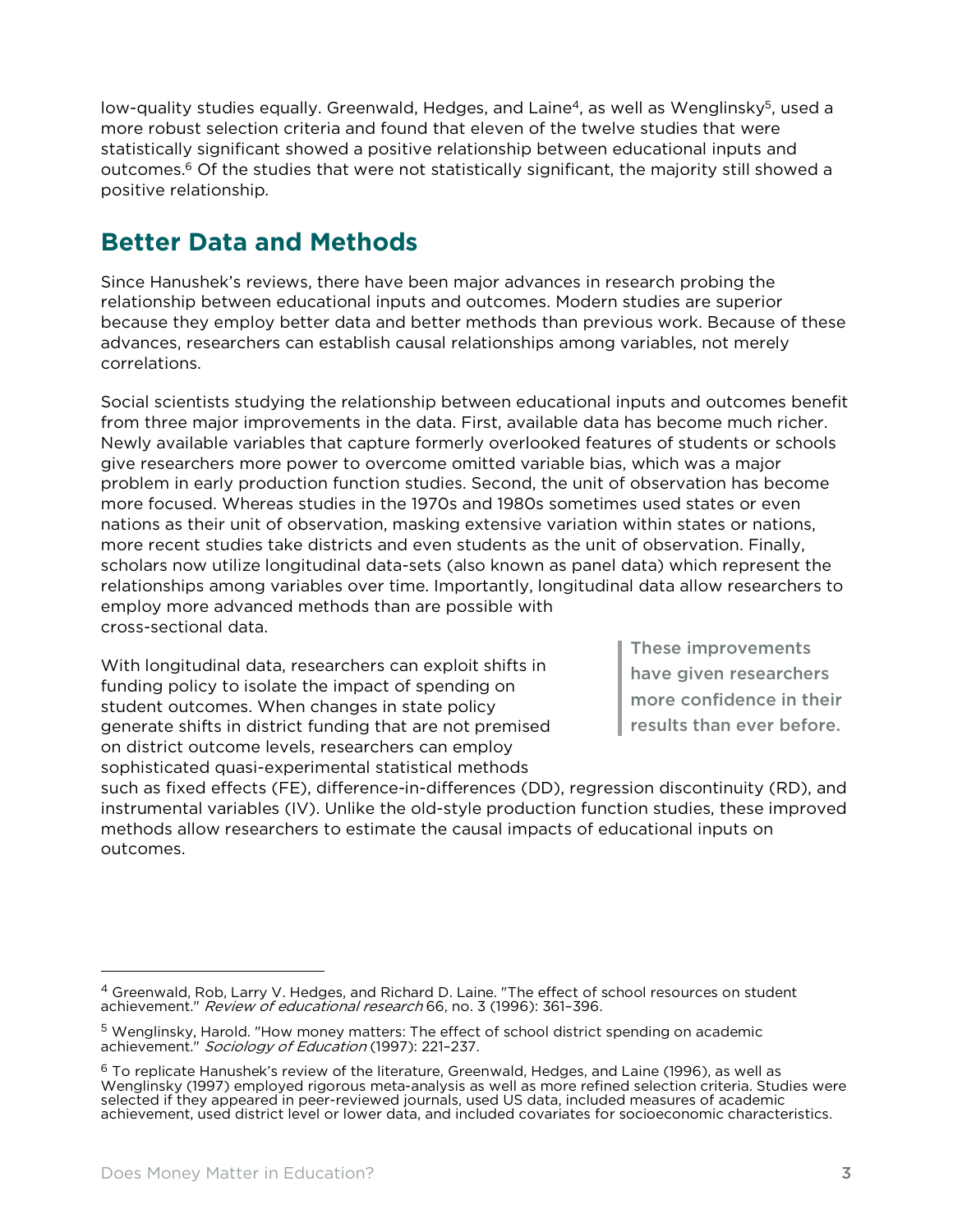low-quality studies equally. Greenwald, Hedges, and Laine[4], as well as Wenglinsky[5], used a more robust selection criteria and found that eleven of the twelve studies that were statistically significant showed a positive relationship between educational inputs and outcomes.[6] Of the studies that were not statistically significant, the majority still showed a positive relationship.

## Better Data and Methods

Since Hanushek's reviews, there have been major advances in research probing the relationship between educational inputs and outcomes. Modern studies are superior because they employ better data and better methods than previous work. Because of these advances, researchers can establish causal relationships among variables, not merely correlations.

Social scientists studying the relationship between educational inputs and outcomes benefit from three major improvements in the data. First, available data has become much richer. Newly available variables that capture formerly overlooked features of students or schools give researchers more power to overcome omitted variable bias, which was a major problem in early production function studies. Second, the unit of observation has become more focused. Whereas studies in the 1970s and 1980s sometimes used states or even nations as their unit of observation, masking extensive variation within states or nations, more recent studies take districts and even students as the unit of observation. Finally, scholars now utilize longitudinal data-sets (also known as panel data) which represent the relationships among variables over time. Importantly, longitudinal data allow researchers to employ more advanced methods than are possible with cross-sectional data.

> **These improvements have given researchers more confidence in their results than ever before.**

With longitudinal data, researchers can exploit shifts in funding policy to isolate the impact of spending on student outcomes. When changes in state policy generate shifts in district funding that are not premised on district outcome levels, researchers can employ sophisticated quasi-experimental statistical methods such as fixed effects (FE), difference-in-differences (DD), regression discontinuity (RD), and instrumental variables (IV). Unlike the old-style production function studies, these improved methods allow researchers to estimate the causal impacts of educational inputs on outcomes.

---

[4] Greenwald, Rob, Larry V. Hedges, and Richard D. Laine. "The effect of school resources on student achievement." *Review of educational research* 66, no. 3 (1996): 361–396.

[5] Wenglinsky, Harold. "How money matters: The effect of school district spending on academic achievement." *Sociology of Education* (1997): 221–237.

[6] To replicate Hanushek's review of the literature, Greenwald, Hedges, and Laine (1996), as well as Wenglinsky (1997) employed rigorous meta-analysis as well as more refined selection criteria. Studies were selected if they appeared in peer-reviewed journals, used US data, included measures of academic achievement, used district level or lower data, and included covariates for socioeconomic characteristics.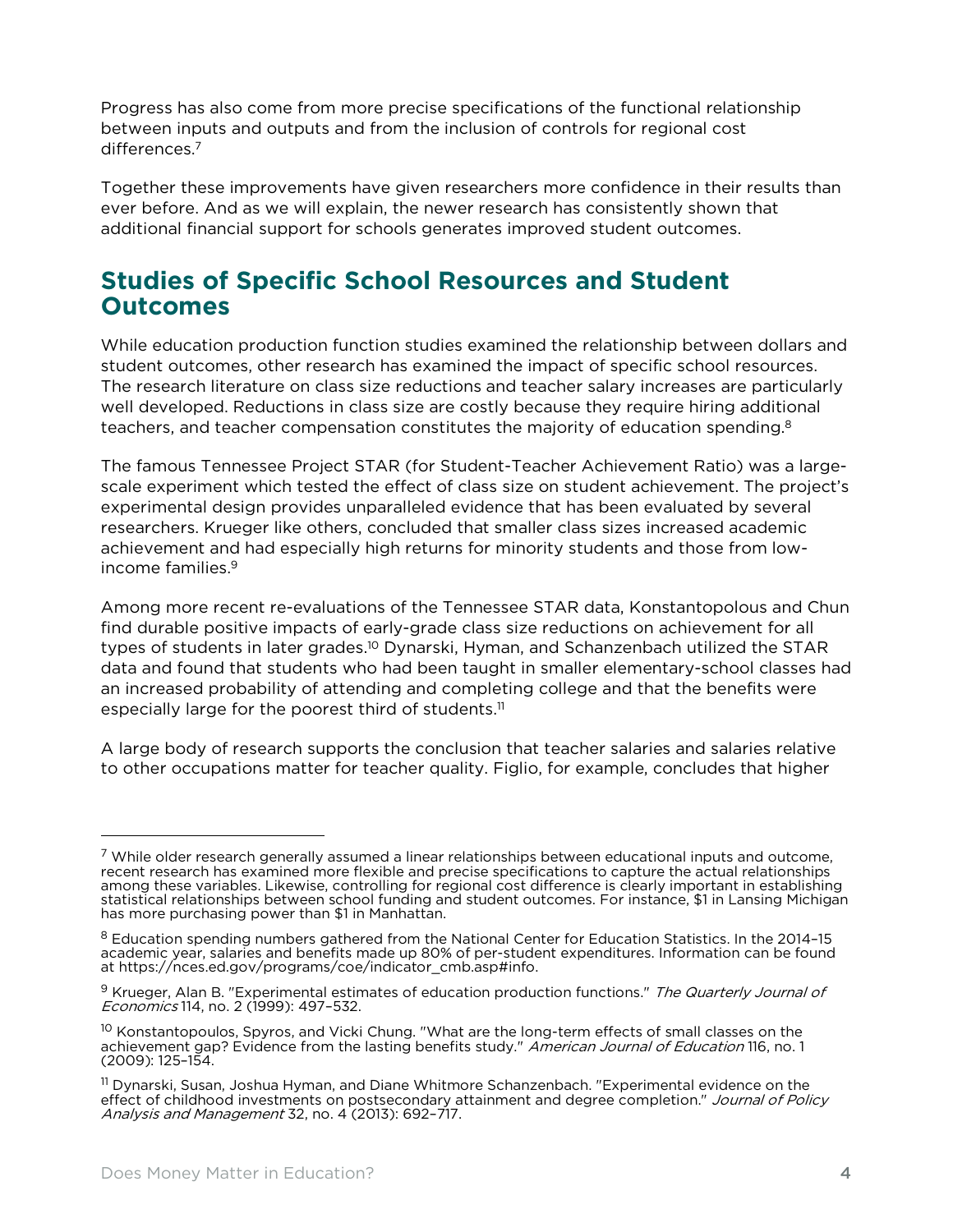Progress has also come from more precise specifications of the functional relationship between inputs and outputs and from the inclusion of controls for regional cost differences.[7]

Together these improvements have given researchers more confidence in their results than ever before. And as we will explain, the newer research has consistently shown that additional financial support for schools generates improved student outcomes.

## Studies of Specific School Resources and Student Outcomes

While education production function studies examined the relationship between dollars and student outcomes, other research has examined the impact of specific school resources. The research literature on class size reductions and teacher salary increases are particularly well developed. Reductions in class size are costly because they require hiring additional teachers, and teacher compensation constitutes the majority of education spending.[8]

The famous Tennessee Project STAR (for Student-Teacher Achievement Ratio) was a large-scale experiment which tested the effect of class size on student achievement. The project's experimental design provides unparalleled evidence that has been evaluated by several researchers. Krueger like others, concluded that smaller class sizes increased academic achievement and had especially high returns for minority students and those from low-income families.[9]

Among more recent re-evaluations of the Tennessee STAR data, Konstantopolous and Chun find durable positive impacts of early-grade class size reductions on achievement for all types of students in later grades.[10] Dynarski, Hyman, and Schanzenbach utilized the STAR data and found that students who had been taught in smaller elementary-school classes had an increased probability of attending and completing college and that the benefits were especially large for the poorest third of students.[11]

A large body of research supports the conclusion that teacher salaries and salaries relative to other occupations matter for teacher quality. Figlio, for example, concludes that higher

---

[7] While older research generally assumed a linear relationships between educational inputs and outcome, recent research has examined more flexible and precise specifications to capture the actual relationships among these variables. Likewise, controlling for regional cost difference is clearly important in establishing statistical relationships between school funding and student outcomes. For instance, $1 in Lansing Michigan has more purchasing power than $1 in Manhattan.

[8] Education spending numbers gathered from the National Center for Education Statistics. In the 2014–15 academic year, salaries and benefits made up 80% of per-student expenditures. Information can be found at https://nces.ed.gov/programs/coe/indicator_cmb.asp#info.

[9] Krueger, Alan B. "Experimental estimates of education production functions." *The Quarterly Journal of Economics* 114, no. 2 (1999): 497–532.

[10] Konstantopoulos, Spyros, and Vicki Chung. "What are the long-term effects of small classes on the achievement gap? Evidence from the lasting benefits study." *American Journal of Education* 116, no. 1 (2009): 125–154.

[11] Dynarski, Susan, Joshua Hyman, and Diane Whitmore Schanzenbach. "Experimental evidence on the effect of childhood investments on postsecondary attainment and degree completion." *Journal of Policy Analysis and Management* 32, no. 4 (2013): 692–717.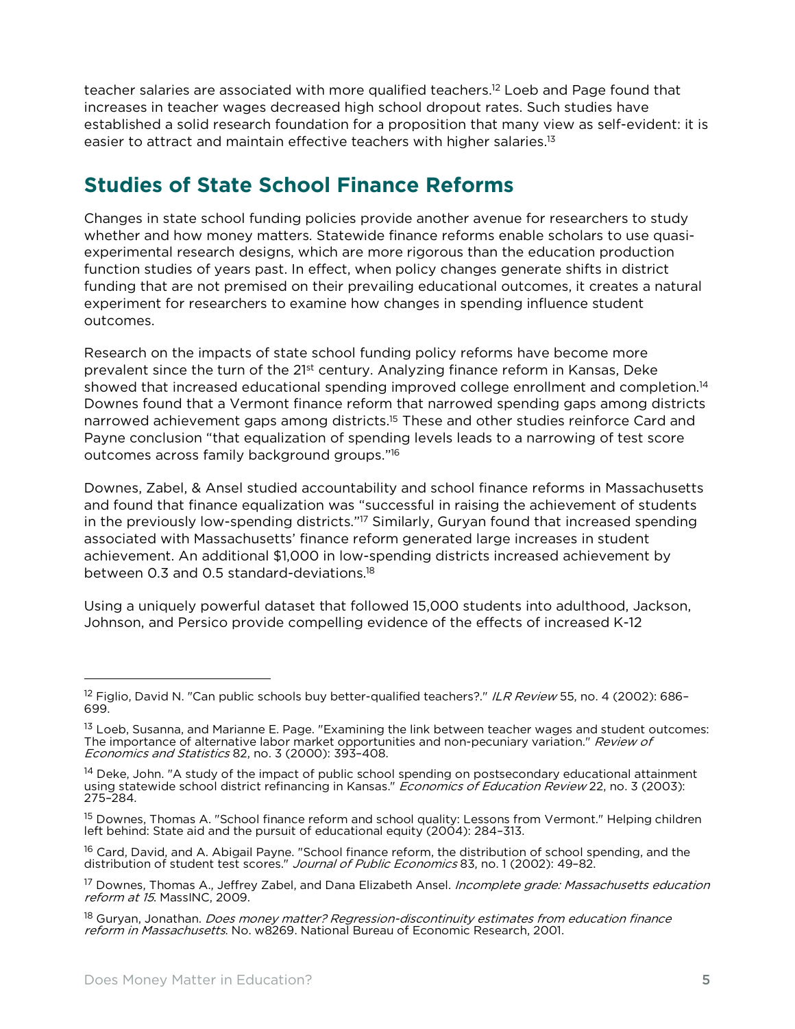teacher salaries are associated with more qualified teachers.[12] Loeb and Page found that increases in teacher wages decreased high school dropout rates. Such studies have established a solid research foundation for a proposition that many view as self-evident: it is easier to attract and maintain effective teachers with higher salaries.[13]

## Studies of State School Finance Reforms

Changes in state school funding policies provide another avenue for researchers to study whether and how money matters. Statewide finance reforms enable scholars to use quasi-experimental research designs, which are more rigorous than the education production function studies of years past. In effect, when policy changes generate shifts in district funding that are not premised on their prevailing educational outcomes, it creates a natural experiment for researchers to examine how changes in spending influence student outcomes.

Research on the impacts of state school funding policy reforms have become more prevalent since the turn of the 21st century. Analyzing finance reform in Kansas, Deke showed that increased educational spending improved college enrollment and completion.[14] Downes found that a Vermont finance reform that narrowed spending gaps among districts narrowed achievement gaps among districts.[15] These and other studies reinforce Card and Payne conclusion "that equalization of spending levels leads to a narrowing of test score outcomes across family background groups."[16]

Downes, Zabel, & Ansel studied accountability and school finance reforms in Massachusetts and found that finance equalization was "successful in raising the achievement of students in the previously low-spending districts."[17] Similarly, Guryan found that increased spending associated with Massachusetts' finance reform generated large increases in student achievement. An additional $1,000 in low-spending districts increased achievement by between 0.3 and 0.5 standard-deviations.[18]

Using a uniquely powerful dataset that followed 15,000 students into adulthood, Jackson, Johnson, and Persico provide compelling evidence of the effects of increased K-12

---

[12] Figlio, David N. "Can public schools buy better-qualified teachers?." *ILR Review* 55, no. 4 (2002): 686–699.

[13] Loeb, Susanna, and Marianne E. Page. "Examining the link between teacher wages and student outcomes: The importance of alternative labor market opportunities and non-pecuniary variation." *Review of Economics and Statistics* 82, no. 3 (2000): 393–408.

[14] Deke, John. "A study of the impact of public school spending on postsecondary educational attainment using statewide school district refinancing in Kansas." *Economics of Education Review* 22, no. 3 (2003): 275–284.

[15] Downes, Thomas A. "School finance reform and school quality: Lessons from Vermont." Helping children left behind: State aid and the pursuit of educational equity (2004): 284–313.

[16] Card, David, and A. Abigail Payne. "School finance reform, the distribution of school spending, and the distribution of student test scores." *Journal of Public Economics* 83, no. 1 (2002): 49–82.

[17] Downes, Thomas A., Jeffrey Zabel, and Dana Elizabeth Ansel. *Incomplete grade: Massachusetts education reform at 15*. MassINC, 2009.

[18] Guryan, Jonathan. *Does money matter? Regression-discontinuity estimates from education finance reform in Massachusetts*. No. w8269. National Bureau of Economic Research, 2001.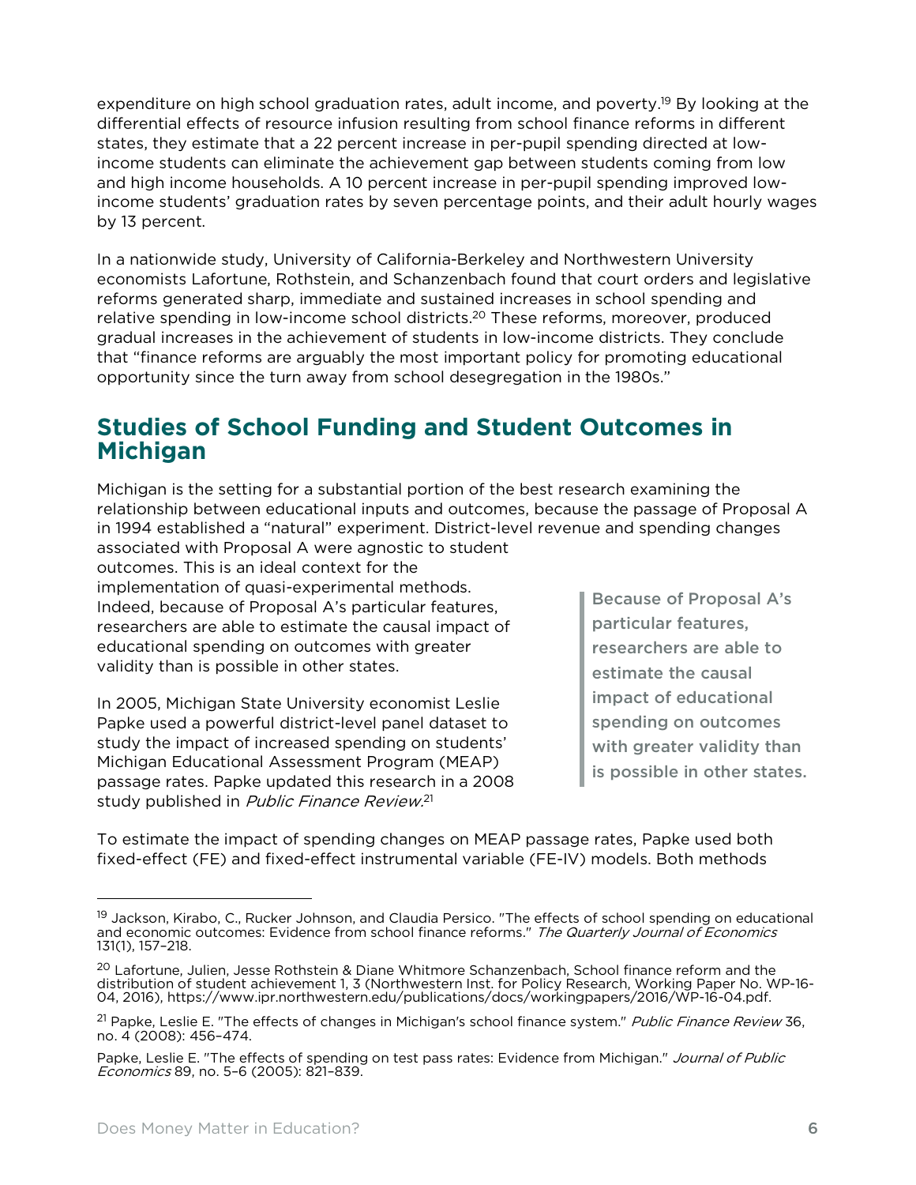expenditure on high school graduation rates, adult income, and poverty.[19] By looking at the differential effects of resource infusion resulting from school finance reforms in different states, they estimate that a 22 percent increase in per-pupil spending directed at low-income students can eliminate the achievement gap between students coming from low and high income households. A 10 percent increase in per-pupil spending improved low-income students' graduation rates by seven percentage points, and their adult hourly wages by 13 percent.

In a nationwide study, University of California-Berkeley and Northwestern University economists Lafortune, Rothstein, and Schanzenbach found that court orders and legislative reforms generated sharp, immediate and sustained increases in school spending and relative spending in low-income school districts.[20] These reforms, moreover, produced gradual increases in the achievement of students in low-income districts. They conclude that "finance reforms are arguably the most important policy for promoting educational opportunity since the turn away from school desegregation in the 1980s."

## Studies of School Funding and Student Outcomes in Michigan

Michigan is the setting for a substantial portion of the best research examining the relationship between educational inputs and outcomes, because the passage of Proposal A in 1994 established a "natural" experiment. District-level revenue and spending changes associated with Proposal A were agnostic to student outcomes. This is an ideal context for the implementation of quasi-experimental methods. Indeed, because of Proposal A's particular features, researchers are able to estimate the causal impact of educational spending on outcomes with greater validity than is possible in other states.

> Because of Proposal A's particular features, researchers are able to estimate the causal impact of educational spending on outcomes with greater validity than is possible in other states.

In 2005, Michigan State University economist Leslie Papke used a powerful district-level panel dataset to study the impact of increased spending on students' Michigan Educational Assessment Program (MEAP) passage rates. Papke updated this research in a 2008 study published in *Public Finance Review*.[21]

To estimate the impact of spending changes on MEAP passage rates, Papke used both fixed-effect (FE) and fixed-effect instrumental variable (FE-IV) models. Both methods

---

[19] Jackson, Kirabo, C., Rucker Johnson, and Claudia Persico. "The effects of school spending on educational and economic outcomes: Evidence from school finance reforms." *The Quarterly Journal of Economics* 131(1), 157–218.

[20] Lafortune, Julien, Jesse Rothstein & Diane Whitmore Schanzenbach, School finance reform and the distribution of student achievement 1, 3 (Northwestern Inst. for Policy Research, Working Paper No. WP-16-04, 2016), https://www.ipr.northwestern.edu/publications/docs/workingpapers/2016/WP-16-04.pdf.

[21] Papke, Leslie E. "The effects of changes in Michigan's school finance system." *Public Finance Review* 36, no. 4 (2008): 456–474.

Papke, Leslie E. "The effects of spending on test pass rates: Evidence from Michigan." *Journal of Public Economics* 89, no. 5–6 (2005): 821–839.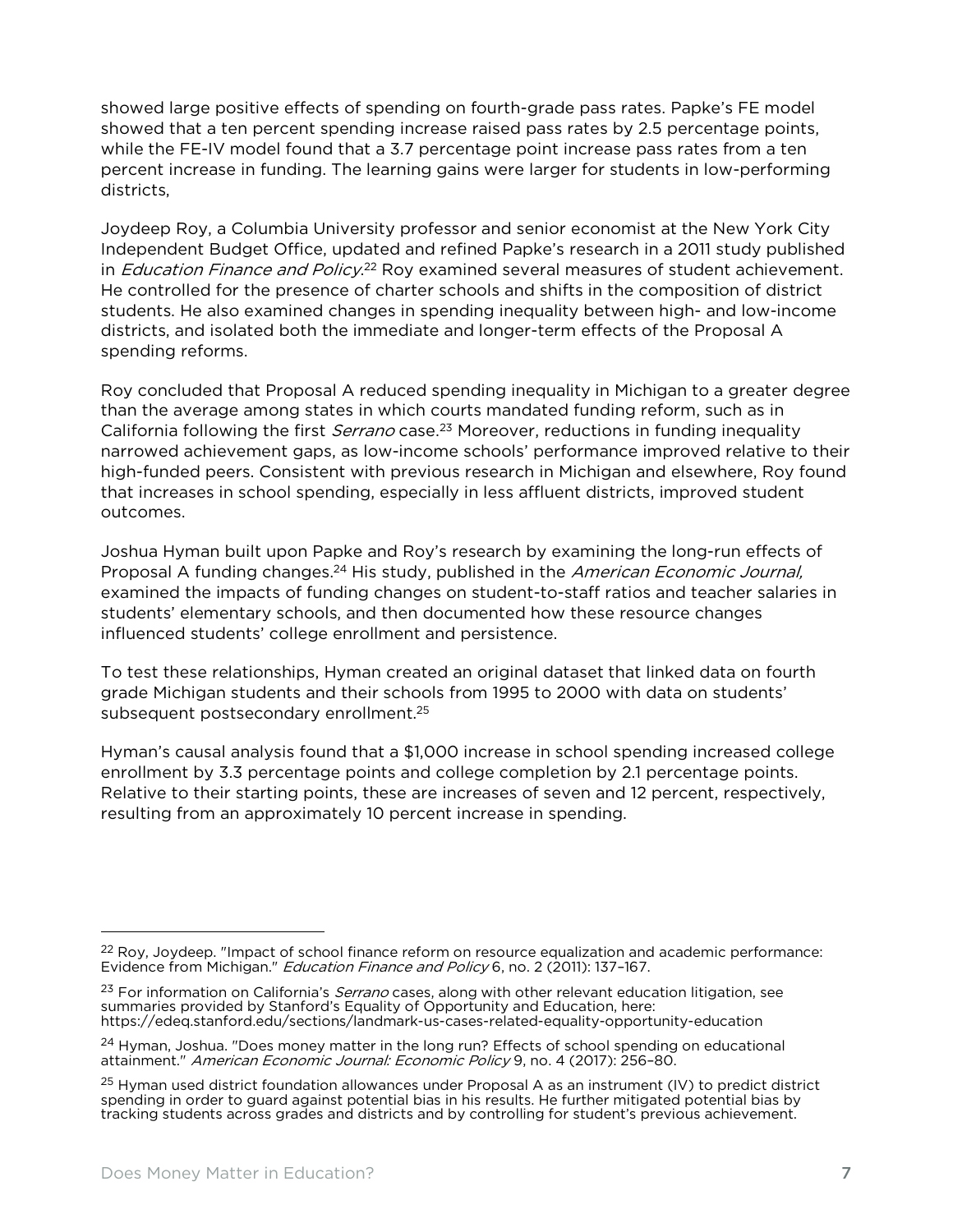showed large positive effects of spending on fourth-grade pass rates. Papke's FE model showed that a ten percent spending increase raised pass rates by 2.5 percentage points, while the FE-IV model found that a 3.7 percentage point increase pass rates from a ten percent increase in funding. The learning gains were larger for students in low-performing districts,

Joydeep Roy, a Columbia University professor and senior economist at the New York City Independent Budget Office, updated and refined Papke's research in a 2011 study published in *Education Finance and Policy*.[22] Roy examined several measures of student achievement. He controlled for the presence of charter schools and shifts in the composition of district students. He also examined changes in spending inequality between high- and low-income districts, and isolated both the immediate and longer-term effects of the Proposal A spending reforms.

Roy concluded that Proposal A reduced spending inequality in Michigan to a greater degree than the average among states in which courts mandated funding reform, such as in California following the first *Serrano* case.[23] Moreover, reductions in funding inequality narrowed achievement gaps, as low-income schools' performance improved relative to their high-funded peers. Consistent with previous research in Michigan and elsewhere, Roy found that increases in school spending, especially in less affluent districts, improved student outcomes.

Joshua Hyman built upon Papke and Roy's research by examining the long-run effects of Proposal A funding changes.[24] His study, published in the *American Economic Journal,* examined the impacts of funding changes on student-to-staff ratios and teacher salaries in students' elementary schools, and then documented how these resource changes influenced students' college enrollment and persistence.

To test these relationships, Hyman created an original dataset that linked data on fourth grade Michigan students and their schools from 1995 to 2000 with data on students' subsequent postsecondary enrollment.[25]

Hyman's causal analysis found that a $1,000 increase in school spending increased college enrollment by 3.3 percentage points and college completion by 2.1 percentage points. Relative to their starting points, these are increases of seven and 12 percent, respectively, resulting from an approximately 10 percent increase in spending.

---

[22] Roy, Joydeep. "Impact of school finance reform on resource equalization and academic performance: Evidence from Michigan." *Education Finance and Policy* 6, no. 2 (2011): 137–167.

[23] For information on California's *Serrano* cases, along with other relevant education litigation, see summaries provided by Stanford's Equality of Opportunity and Education, here: https://edeq.stanford.edu/sections/landmark-us-cases-related-equality-opportunity-education

[24] Hyman, Joshua. "Does money matter in the long run? Effects of school spending on educational attainment." *American Economic Journal: Economic Policy* 9, no. 4 (2017): 256–80.

[25] Hyman used district foundation allowances under Proposal A as an instrument (IV) to predict district spending in order to guard against potential bias in his results. He further mitigated potential bias by tracking students across grades and districts and by controlling for student's previous achievement.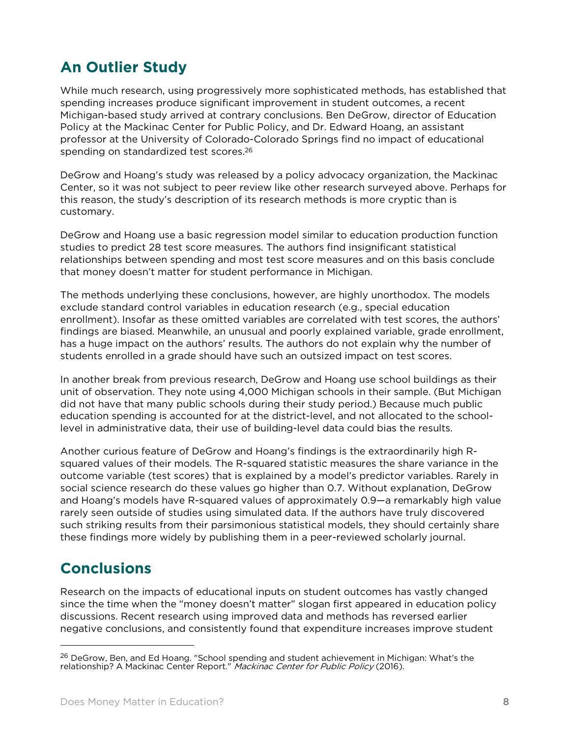## An Outlier Study

While much research, using progressively more sophisticated methods, has established that spending increases produce significant improvement in student outcomes, a recent Michigan-based study arrived at contrary conclusions. Ben DeGrow, director of Education Policy at the Mackinac Center for Public Policy, and Dr. Edward Hoang, an assistant professor at the University of Colorado-Colorado Springs find no impact of educational spending on standardized test scores.[26]

DeGrow and Hoang's study was released by a policy advocacy organization, the Mackinac Center, so it was not subject to peer review like other research surveyed above. Perhaps for this reason, the study's description of its research methods is more cryptic than is customary.

DeGrow and Hoang use a basic regression model similar to education production function studies to predict 28 test score measures. The authors find insignificant statistical relationships between spending and most test score measures and on this basis conclude that money doesn't matter for student performance in Michigan.

The methods underlying these conclusions, however, are highly unorthodox. The models exclude standard control variables in education research (e.g., special education enrollment). Insofar as these omitted variables are correlated with test scores, the authors' findings are biased. Meanwhile, an unusual and poorly explained variable, grade enrollment, has a huge impact on the authors' results. The authors do not explain why the number of students enrolled in a grade should have such an outsized impact on test scores.

In another break from previous research, DeGrow and Hoang use school buildings as their unit of observation. They note using 4,000 Michigan schools in their sample. (But Michigan did not have that many public schools during their study period.) Because much public education spending is accounted for at the district-level, and not allocated to the school-level in administrative data, their use of building-level data could bias the results.

Another curious feature of DeGrow and Hoang's findings is the extraordinarily high R-squared values of their models. The R-squared statistic measures the share variance in the outcome variable (test scores) that is explained by a model's predictor variables. Rarely in social science research do these values go higher than 0.7. Without explanation, DeGrow and Hoang's models have R-squared values of approximately 0.9—a remarkably high value rarely seen outside of studies using simulated data. If the authors have truly discovered such striking results from their parsimonious statistical models, they should certainly share these findings more widely by publishing them in a peer-reviewed scholarly journal.

## Conclusions

Research on the impacts of educational inputs on student outcomes has vastly changed since the time when the "money doesn't matter" slogan first appeared in education policy discussions. Recent research using improved data and methods has reversed earlier negative conclusions, and consistently found that expenditure increases improve student

---

[26] DeGrow, Ben, and Ed Hoang. "School spending and student achievement in Michigan: What's the relationship? A Mackinac Center Report." *Mackinac Center for Public Policy* (2016).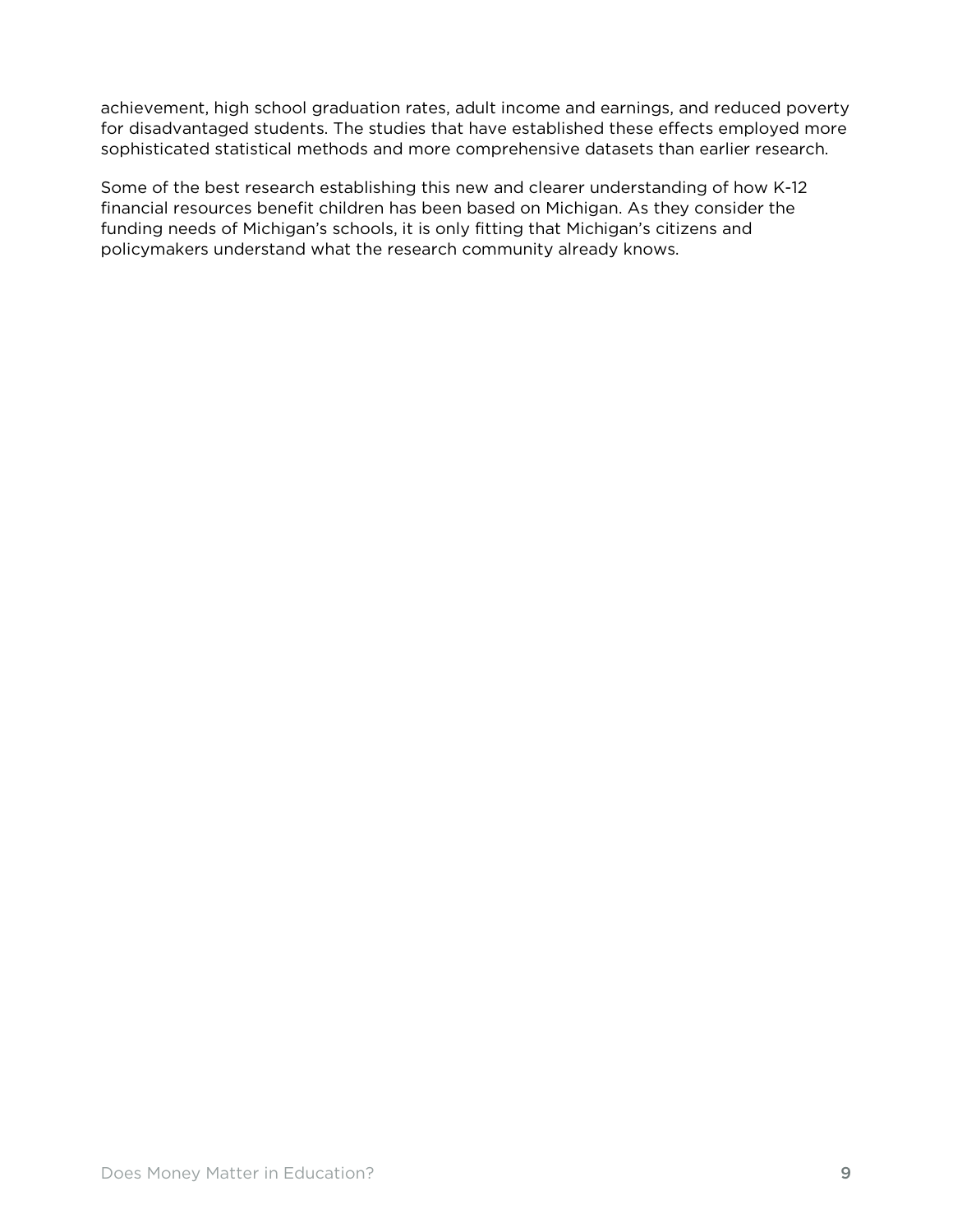achievement, high school graduation rates, adult income and earnings, and reduced poverty for disadvantaged students. The studies that have established these effects employed more sophisticated statistical methods and more comprehensive datasets than earlier research.

Some of the best research establishing this new and clearer understanding of how K-12 financial resources benefit children has been based on Michigan. As they consider the funding needs of Michigan's schools, it is only fitting that Michigan's citizens and policymakers understand what the research community already knows.